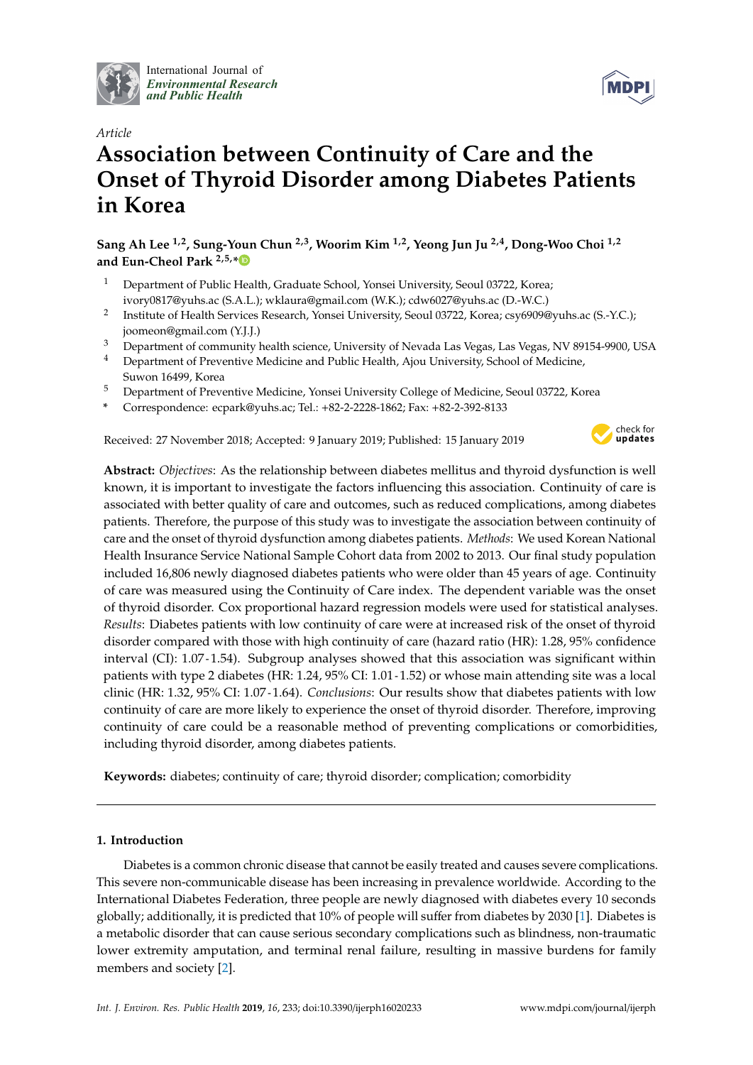International Journal of *Environmental Research and Public Health*

*Article*

# Association between Continuity of Care and the Onset of Thyroid Disorder among Diabetes Patients in Korea

**Sang Ah Lee [1,2], Sung-Youn Chun [2,3], Woorim Kim [1,2], Yeong Jun Ju [2,4], Dong-Woo Choi [1,2] and Eun-Cheol Park [2,5,*]**

[1] Department of Public Health, Graduate School, Yonsei University, Seoul 03722, Korea; ivory0817@yuhs.ac (S.A.L.); wklaura@gmail.com (W.K.); cdw6027@yuhs.ac (D.-W.C.)

[2] Institute of Health Services Research, Yonsei University, Seoul 03722, Korea; csy6909@yuhs.ac (S.-Y.C.); joomeon@gmail.com (Y.J.J.)

[3] Department of community health science, University of Nevada Las Vegas, Las Vegas, NV 89154-9900, USA

[4] Department of Preventive Medicine and Public Health, Ajou University, School of Medicine, Suwon 16499, Korea

[5] Department of Preventive Medicine, Yonsei University College of Medicine, Seoul 03722, Korea

[*] Correspondence: ecpark@yuhs.ac; Tel.: +82-2-2228-1862; Fax: +82-2-392-8133

Received: 27 November 2018; Accepted: 9 January 2019; Published: 15 January 2019

**Abstract:** *Objectives*: As the relationship between diabetes mellitus and thyroid dysfunction is well known, it is important to investigate the factors influencing this association. Continuity of care is associated with better quality of care and outcomes, such as reduced complications, among diabetes patients. Therefore, the purpose of this study was to investigate the association between continuity of care and the onset of thyroid dysfunction among diabetes patients. *Methods*: We used Korean National Health Insurance Service National Sample Cohort data from 2002 to 2013. Our final study population included 16,806 newly diagnosed diabetes patients who were older than 45 years of age. Continuity of care was measured using the Continuity of Care index. The dependent variable was the onset of thyroid disorder. Cox proportional hazard regression models were used for statistical analyses. *Results*: Diabetes patients with low continuity of care were at increased risk of the onset of thyroid disorder compared with those with high continuity of care (hazard ratio (HR): 1.28, 95% confidence interval (CI): 1.07-1.54). Subgroup analyses showed that this association was significant within patients with type 2 diabetes (HR: 1.24, 95% CI: 1.01-1.52) or whose main attending site was a local clinic (HR: 1.32, 95% CI: 1.07-1.64). *Conclusions*: Our results show that diabetes patients with low continuity of care are more likely to experience the onset of thyroid disorder. Therefore, improving continuity of care could be a reasonable method of preventing complications or comorbidities, including thyroid disorder, among diabetes patients.

**Keywords:** diabetes; continuity of care; thyroid disorder; complication; comorbidity

## 1. Introduction

Diabetes is a common chronic disease that cannot be easily treated and causes severe complications. This severe non-communicable disease has been increasing in prevalence worldwide. According to the International Diabetes Federation, three people are newly diagnosed with diabetes every 10 seconds globally; additionally, it is predicted that 10% of people will suffer from diabetes by 2030 [1]. Diabetes is a metabolic disorder that can cause serious secondary complications such as blindness, non-traumatic lower extremity amputation, and terminal renal failure, resulting in massive burdens for family members and society [2].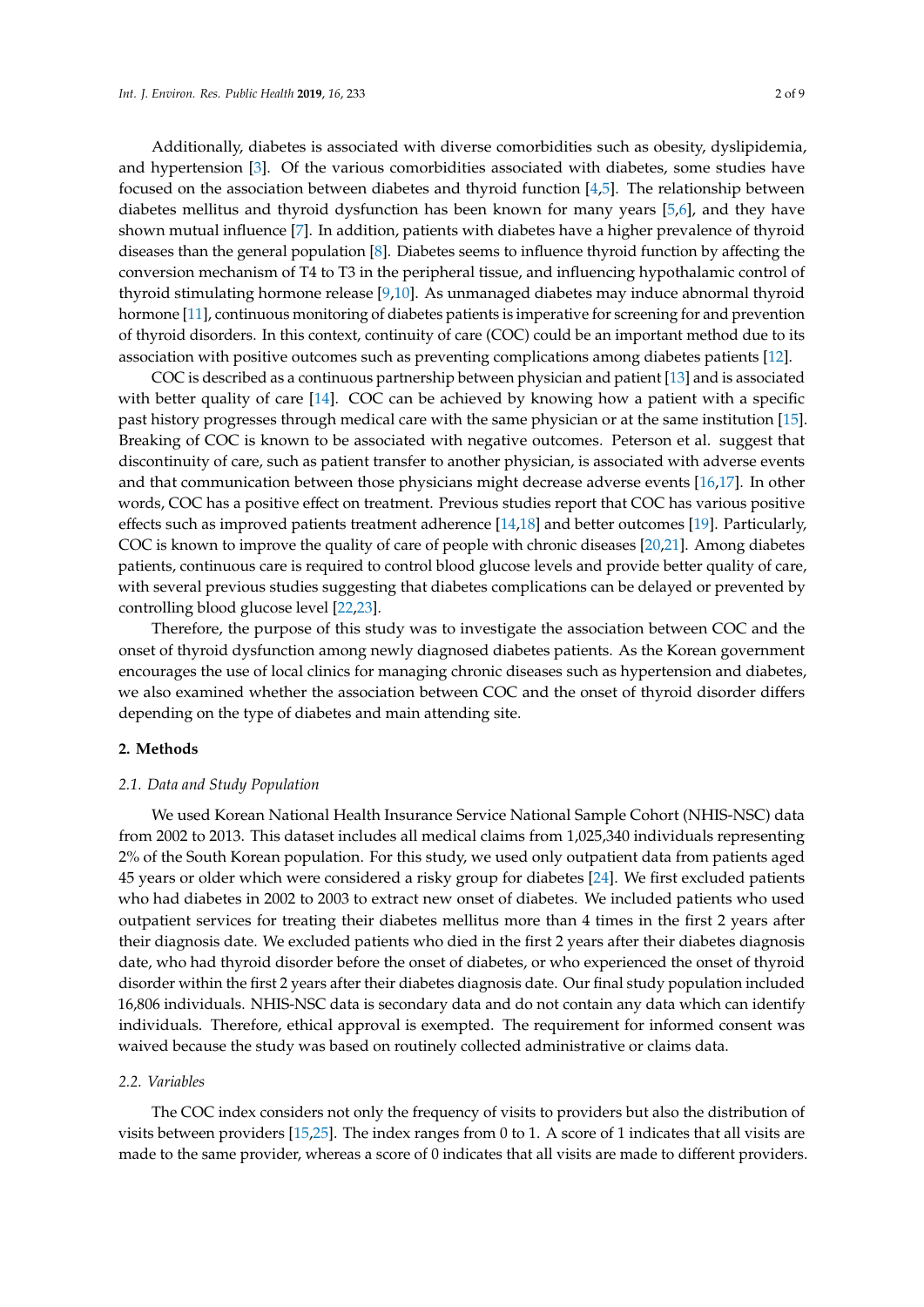Additionally, diabetes is associated with diverse comorbidities such as obesity, dyslipidemia, and hypertension [3]. Of the various comorbidities associated with diabetes, some studies have focused on the association between diabetes and thyroid function [4,5]. The relationship between diabetes mellitus and thyroid dysfunction has been known for many years [5,6], and they have shown mutual influence [7]. In addition, patients with diabetes have a higher prevalence of thyroid diseases than the general population [8]. Diabetes seems to influence thyroid function by affecting the conversion mechanism of T4 to T3 in the peripheral tissue, and influencing hypothalamic control of thyroid stimulating hormone release [9,10]. As unmanaged diabetes may induce abnormal thyroid hormone [11], continuous monitoring of diabetes patients is imperative for screening for and prevention of thyroid disorders. In this context, continuity of care (COC) could be an important method due to its association with positive outcomes such as preventing complications among diabetes patients [12].

COC is described as a continuous partnership between physician and patient [13] and is associated with better quality of care [14]. COC can be achieved by knowing how a patient with a specific past history progresses through medical care with the same physician or at the same institution [15]. Breaking of COC is known to be associated with negative outcomes. Peterson et al. suggest that discontinuity of care, such as patient transfer to another physician, is associated with adverse events and that communication between those physicians might decrease adverse events [16,17]. In other words, COC has a positive effect on treatment. Previous studies report that COC has various positive effects such as improved patients treatment adherence [14,18] and better outcomes [19]. Particularly, COC is known to improve the quality of care of people with chronic diseases [20,21]. Among diabetes patients, continuous care is required to control blood glucose levels and provide better quality of care, with several previous studies suggesting that diabetes complications can be delayed or prevented by controlling blood glucose level [22,23].

Therefore, the purpose of this study was to investigate the association between COC and the onset of thyroid dysfunction among newly diagnosed diabetes patients. As the Korean government encourages the use of local clinics for managing chronic diseases such as hypertension and diabetes, we also examined whether the association between COC and the onset of thyroid disorder differs depending on the type of diabetes and main attending site.

## 2. Methods

### 2.1. Data and Study Population

We used Korean National Health Insurance Service National Sample Cohort (NHIS-NSC) data from 2002 to 2013. This dataset includes all medical claims from 1,025,340 individuals representing 2% of the South Korean population. For this study, we used only outpatient data from patients aged 45 years or older which were considered a risky group for diabetes [24]. We first excluded patients who had diabetes in 2002 to 2003 to extract new onset of diabetes. We included patients who used outpatient services for treating their diabetes mellitus more than 4 times in the first 2 years after their diagnosis date. We excluded patients who died in the first 2 years after their diabetes diagnosis date, who had thyroid disorder before the onset of diabetes, or who experienced the onset of thyroid disorder within the first 2 years after their diabetes diagnosis date. Our final study population included 16,806 individuals. NHIS-NSC data is secondary data and do not contain any data which can identify individuals. Therefore, ethical approval is exempted. The requirement for informed consent was waived because the study was based on routinely collected administrative or claims data.

### 2.2. Variables

The COC index considers not only the frequency of visits to providers but also the distribution of visits between providers [15,25]. The index ranges from 0 to 1. A score of 1 indicates that all visits are made to the same provider, whereas a score of 0 indicates that all visits are made to different providers.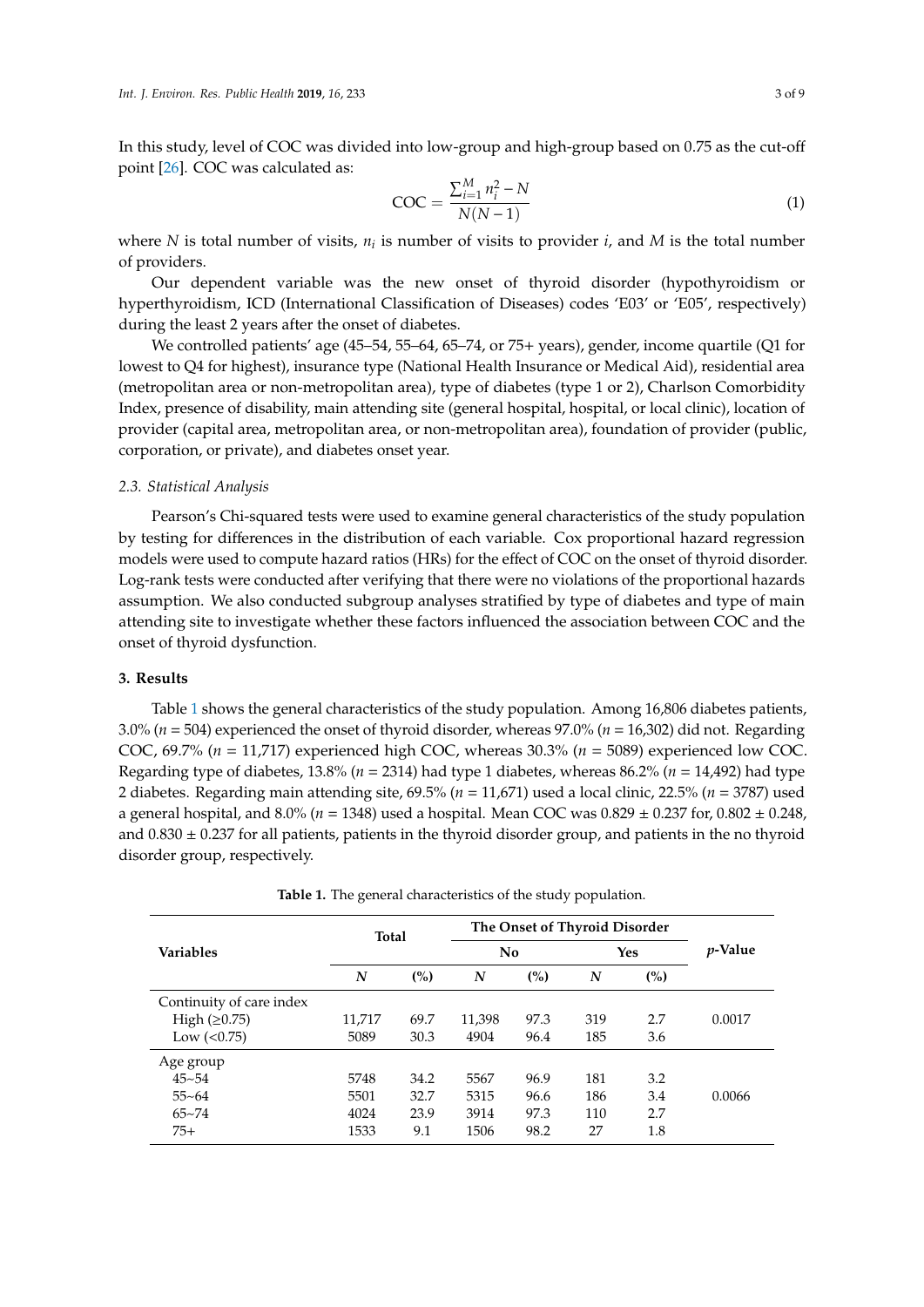In this study, level of COC was divided into low-group and high-group based on 0.75 as the cut-off point [26]. COC was calculated as:

$$\text{COC} = \frac{\sum_{i=1}^{M} n_i^2 - N}{N(N-1)} \tag{1}$$

where $N$ is total number of visits, $n_i$ is number of visits to provider $i$, and $M$ is the total number of providers.

Our dependent variable was the new onset of thyroid disorder (hypothyroidism or hyperthyroidism, ICD (International Classification of Diseases) codes 'E03' or 'E05', respectively) during the least 2 years after the onset of diabetes.

We controlled patients' age (45–54, 55–64, 65–74, or 75+ years), gender, income quartile (Q1 for lowest to Q4 for highest), insurance type (National Health Insurance or Medical Aid), residential area (metropolitan area or non-metropolitan area), type of diabetes (type 1 or 2), Charlson Comorbidity Index, presence of disability, main attending site (general hospital, hospital, or local clinic), location of provider (capital area, metropolitan area, or non-metropolitan area), foundation of provider (public, corporation, or private), and diabetes onset year.

### 2.3. Statistical Analysis

Pearson's Chi-squared tests were used to examine general characteristics of the study population by testing for differences in the distribution of each variable. Cox proportional hazard regression models were used to compute hazard ratios (HRs) for the effect of COC on the onset of thyroid disorder. Log-rank tests were conducted after verifying that there were no violations of the proportional hazards assumption. We also conducted subgroup analyses stratified by type of diabetes and type of main attending site to investigate whether these factors influenced the association between COC and the onset of thyroid dysfunction.

## 3. Results

Table 1 shows the general characteristics of the study population. Among 16,806 diabetes patients, 3.0% ($n$ = 504) experienced the onset of thyroid disorder, whereas 97.0% ($n$ = 16,302) did not. Regarding COC, 69.7% ($n$ = 11,717) experienced high COC, whereas 30.3% ($n$ = 5089) experienced low COC. Regarding type of diabetes, 13.8% ($n$ = 2314) had type 1 diabetes, whereas 86.2% ($n$ = 14,492) had type 2 diabetes. Regarding main attending site, 69.5% ($n$ = 11,671) used a local clinic, 22.5% ($n$ = 3787) used a general hospital, and 8.0% ($n$ = 1348) used a hospital. Mean COC was 0.829 ± 0.237 for, 0.802 ± 0.248, and 0.830 ± 0.237 for all patients, patients in the thyroid disorder group, and patients in the no thyroid disorder group, respectively.

**Table 1.** The general characteristics of the study population.

| Variables | Total | | The Onset of Thyroid Disorder | | | | *p*-Value |
|---|---|---|---|---|---|---|---|
| | | | No | | Yes | | |
| | ***N*** | **(%)** | ***N*** | **(%)** | ***N*** | **(%)** | |
| Continuity of care index | | | | | | | |
| High (≥0.75) | 11,717 | 69.7 | 11,398 | 97.3 | 319 | 2.7 | 0.0017 |
| Low (<0.75) | 5089 | 30.3 | 4904 | 96.4 | 185 | 3.6 | |
| Age group | | | | | | | |
| 45~54 | 5748 | 34.2 | 5567 | 96.9 | 181 | 3.2 | 0.0066 |
| 55~64 | 5501 | 32.7 | 5315 | 96.6 | 186 | 3.4 | |
| 65~74 | 4024 | 23.9 | 3914 | 97.3 | 110 | 2.7 | |
| 75+ | 1533 | 9.1 | 1506 | 98.2 | 27 | 1.8 | |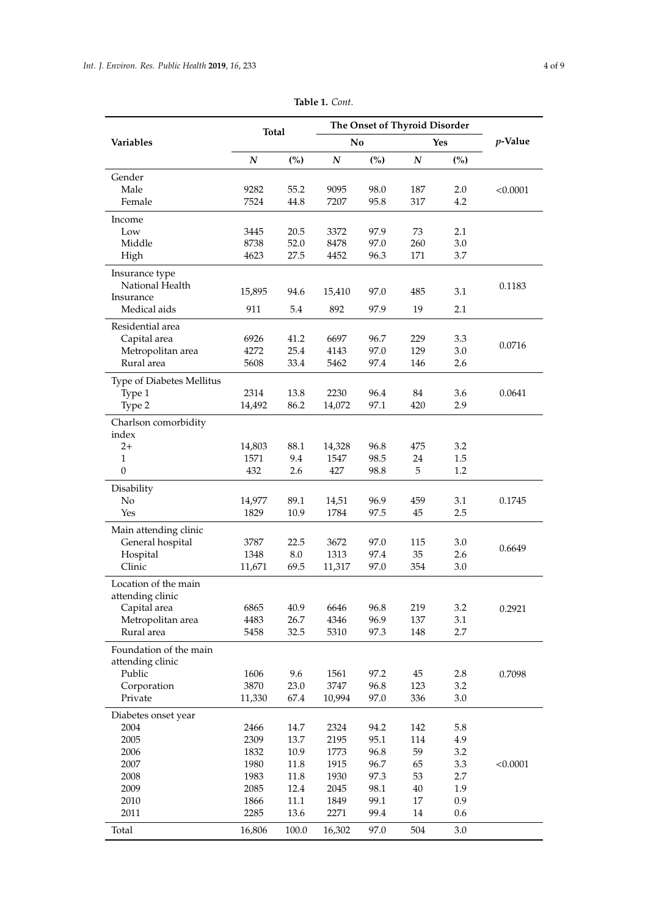**Table 1.** *Cont.*

| Variables | Total | | The Onset of Thyroid Disorder | | | | *p*-Value |
|---|---|---|---|---|---|---|---|
| | | | No | | Yes | | |
| | *N* | (%) | *N* | (%) | *N* | (%) | |
| Gender | | | | | | | |
| Male | 9282 | 55.2 | 9095 | 98.0 | 187 | 2.0 | <0.0001 |
| Female | 7524 | 44.8 | 7207 | 95.8 | 317 | 4.2 | |
| Income | | | | | | | |
| Low | 3445 | 20.5 | 3372 | 97.9 | 73 | 2.1 | |
| Middle | 8738 | 52.0 | 8478 | 97.0 | 260 | 3.0 | |
| High | 4623 | 27.5 | 4452 | 96.3 | 171 | 3.7 | |
| Insurance type | | | | | | | |
| National Health Insurance | 15,895 | 94.6 | 15,410 | 97.0 | 485 | 3.1 | 0.1183 |
| Medical aids | 911 | 5.4 | 892 | 97.9 | 19 | 2.1 | |
| Residential area | | | | | | | |
| Capital area | 6926 | 41.2 | 6697 | 96.7 | 229 | 3.3 | 0.0716 |
| Metropolitan area | 4272 | 25.4 | 4143 | 97.0 | 129 | 3.0 | |
| Rural area | 5608 | 33.4 | 5462 | 97.4 | 146 | 2.6 | |
| Type of Diabetes Mellitus | | | | | | | |
| Type 1 | 2314 | 13.8 | 2230 | 96.4 | 84 | 3.6 | 0.0641 |
| Type 2 | 14,492 | 86.2 | 14,072 | 97.1 | 420 | 2.9 | |
| Charlson comorbidity index | | | | | | | |
| 2+ | 14,803 | 88.1 | 14,328 | 96.8 | 475 | 3.2 | |
| 1 | 1571 | 9.4 | 1547 | 98.5 | 24 | 1.5 | |
| 0 | 432 | 2.6 | 427 | 98.8 | 5 | 1.2 | |
| Disability | | | | | | | |
| No | 14,977 | 89.1 | 14,51 | 96.9 | 459 | 3.1 | 0.1745 |
| Yes | 1829 | 10.9 | 1784 | 97.5 | 45 | 2.5 | |
| Main attending clinic | | | | | | | |
| General hospital | 3787 | 22.5 | 3672 | 97.0 | 115 | 3.0 | 0.6649 |
| Hospital | 1348 | 8.0 | 1313 | 97.4 | 35 | 2.6 | |
| Clinic | 11,671 | 69.5 | 11,317 | 97.0 | 354 | 3.0 | |
| Location of the main attending clinic | | | | | | | |
| Capital area | 6865 | 40.9 | 6646 | 96.8 | 219 | 3.2 | 0.2921 |
| Metropolitan area | 4483 | 26.7 | 4346 | 96.9 | 137 | 3.1 | |
| Rural area | 5458 | 32.5 | 5310 | 97.3 | 148 | 2.7 | |
| Foundation of the main attending clinic | | | | | | | |
| Public | 1606 | 9.6 | 1561 | 97.2 | 45 | 2.8 | 0.7098 |
| Corporation | 3870 | 23.0 | 3747 | 96.8 | 123 | 3.2 | |
| Private | 11,330 | 67.4 | 10,994 | 97.0 | 336 | 3.0 | |
| Diabetes onset year | | | | | | | |
| 2004 | 2466 | 14.7 | 2324 | 94.2 | 142 | 5.8 | |
| 2005 | 2309 | 13.7 | 2195 | 95.1 | 114 | 4.9 | |
| 2006 | 1832 | 10.9 | 1773 | 96.8 | 59 | 3.2 | |
| 2007 | 1980 | 11.8 | 1915 | 96.7 | 65 | 3.3 | <0.0001 |
| 2008 | 1983 | 11.8 | 1930 | 97.3 | 53 | 2.7 | |
| 2009 | 2085 | 12.4 | 2045 | 98.1 | 40 | 1.9 | |
| 2010 | 1866 | 11.1 | 1849 | 99.1 | 17 | 0.9 | |
| 2011 | 2285 | 13.6 | 2271 | 99.4 | 14 | 0.6 | |
| Total | 16,806 | 100.0 | 16,302 | 97.0 | 504 | 3.0 | |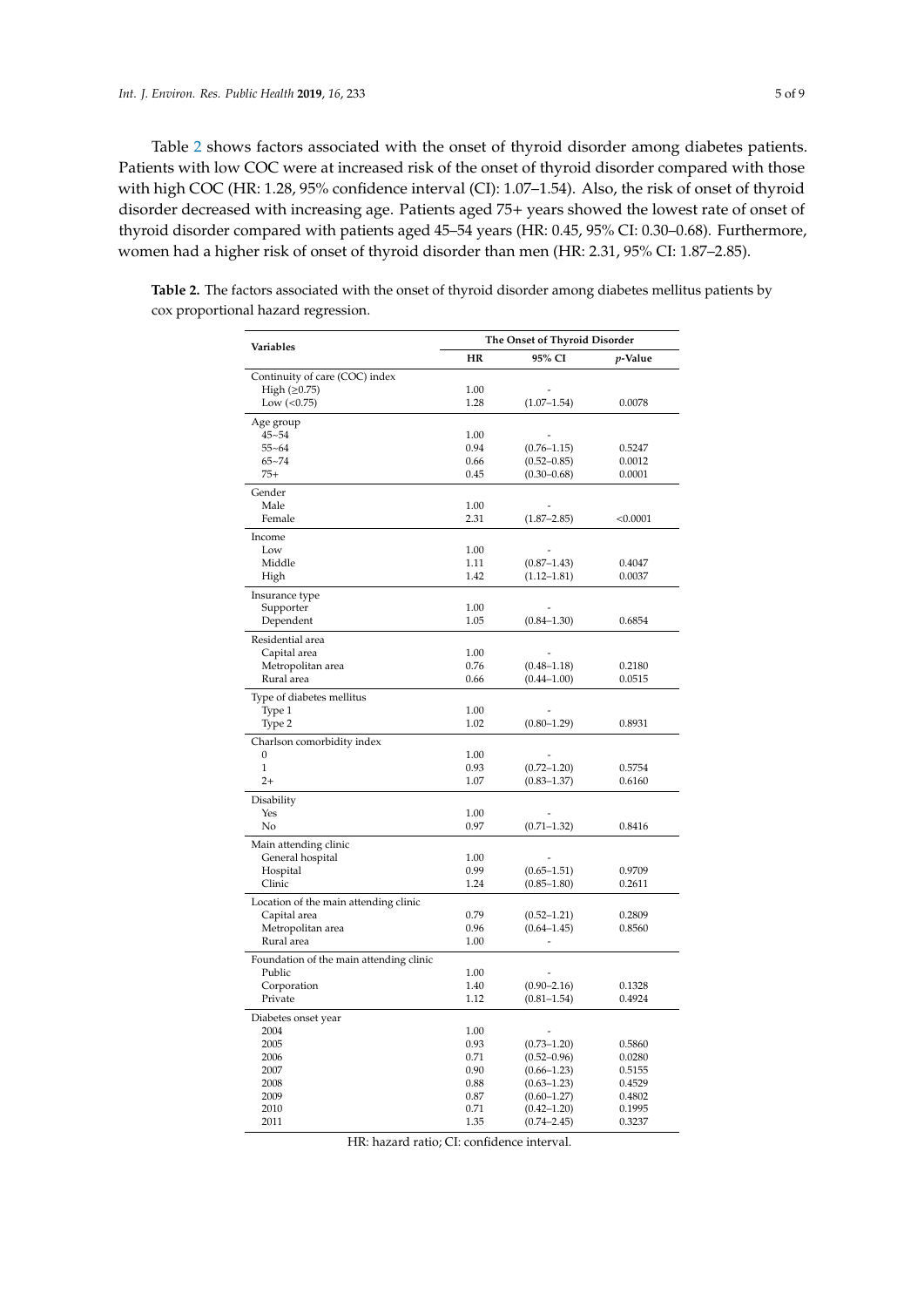Table 2 shows factors associated with the onset of thyroid disorder among diabetes patients. Patients with low COC were at increased risk of the onset of thyroid disorder compared with those with high COC (HR: 1.28, 95% confidence interval (CI): 1.07–1.54). Also, the risk of onset of thyroid disorder decreased with increasing age. Patients aged 75+ years showed the lowest rate of onset of thyroid disorder compared with patients aged 45–54 years (HR: 0.45, 95% CI: 0.30–0.68). Furthermore, women had a higher risk of onset of thyroid disorder than men (HR: 2.31, 95% CI: 1.87–2.85).

**Table 2.** The factors associated with the onset of thyroid disorder among diabetes mellitus patients by cox proportional hazard regression.

| Variables | The Onset of Thyroid Disorder | | |
|---|---|---|---|
| | **HR** | **95% CI** | ***p*-Value** |
| Continuity of care (COC) index | | | |
| High (≥0.75) | 1.00 | - | |
| Low (<0.75) | 1.28 | (1.07–1.54) | 0.0078 |
| Age group | | | |
| 45~54 | 1.00 | - | |
| 55~64 | 0.94 | (0.76–1.15) | 0.5247 |
| 65~74 | 0.66 | (0.52–0.85) | 0.0012 |
| 75+ | 0.45 | (0.30–0.68) | 0.0001 |
| Gender | | | |
| Male | 1.00 | - | |
| Female | 2.31 | (1.87–2.85) | <0.0001 |
| Income | | | |
| Low | 1.00 | - | |
| Middle | 1.11 | (0.87–1.43) | 0.4047 |
| High | 1.42 | (1.12–1.81) | 0.0037 |
| Insurance type | | | |
| Supporter | 1.00 | - | |
| Dependent | 1.05 | (0.84–1.30) | 0.6854 |
| Residential area | | | |
| Capital area | 1.00 | - | |
| Metropolitan area | 0.76 | (0.48–1.18) | 0.2180 |
| Rural area | 0.66 | (0.44–1.00) | 0.0515 |
| Type of diabetes mellitus | | | |
| Type 1 | 1.00 | - | |
| Type 2 | 1.02 | (0.80–1.29) | 0.8931 |
| Charlson comorbidity index | | | |
| 0 | 1.00 | - | |
| 1 | 0.93 | (0.72–1.20) | 0.5754 |
| 2+ | 1.07 | (0.83–1.37) | 0.6160 |
| Disability | | | |
| Yes | 1.00 | - | |
| No | 0.97 | (0.71–1.32) | 0.8416 |
| Main attending clinic | | | |
| General hospital | 1.00 | - | |
| Hospital | 0.99 | (0.65–1.51) | 0.9709 |
| Clinic | 1.24 | (0.85–1.80) | 0.2611 |
| Location of the main attending clinic | | | |
| Capital area | 0.79 | (0.52–1.21) | 0.2809 |
| Metropolitan area | 0.96 | (0.64–1.45) | 0.8560 |
| Rural area | 1.00 | - | |
| Foundation of the main attending clinic | | | |
| Public | 1.00 | - | |
| Corporation | 1.40 | (0.90–2.16) | 0.1328 |
| Private | 1.12 | (0.81–1.54) | 0.4924 |
| Diabetes onset year | | | |
| 2004 | 1.00 | - | |
| 2005 | 0.93 | (0.73–1.20) | 0.5860 |
| 2006 | 0.71 | (0.52–0.96) | 0.0280 |
| 2007 | 0.90 | (0.66–1.23) | 0.5155 |
| 2008 | 0.88 | (0.63–1.23) | 0.4529 |
| 2009 | 0.87 | (0.60–1.27) | 0.4802 |
| 2010 | 0.71 | (0.42–1.20) | 0.1995 |
| 2011 | 1.35 | (0.74–2.45) | 0.3237 |

HR: hazard ratio; CI: confidence interval.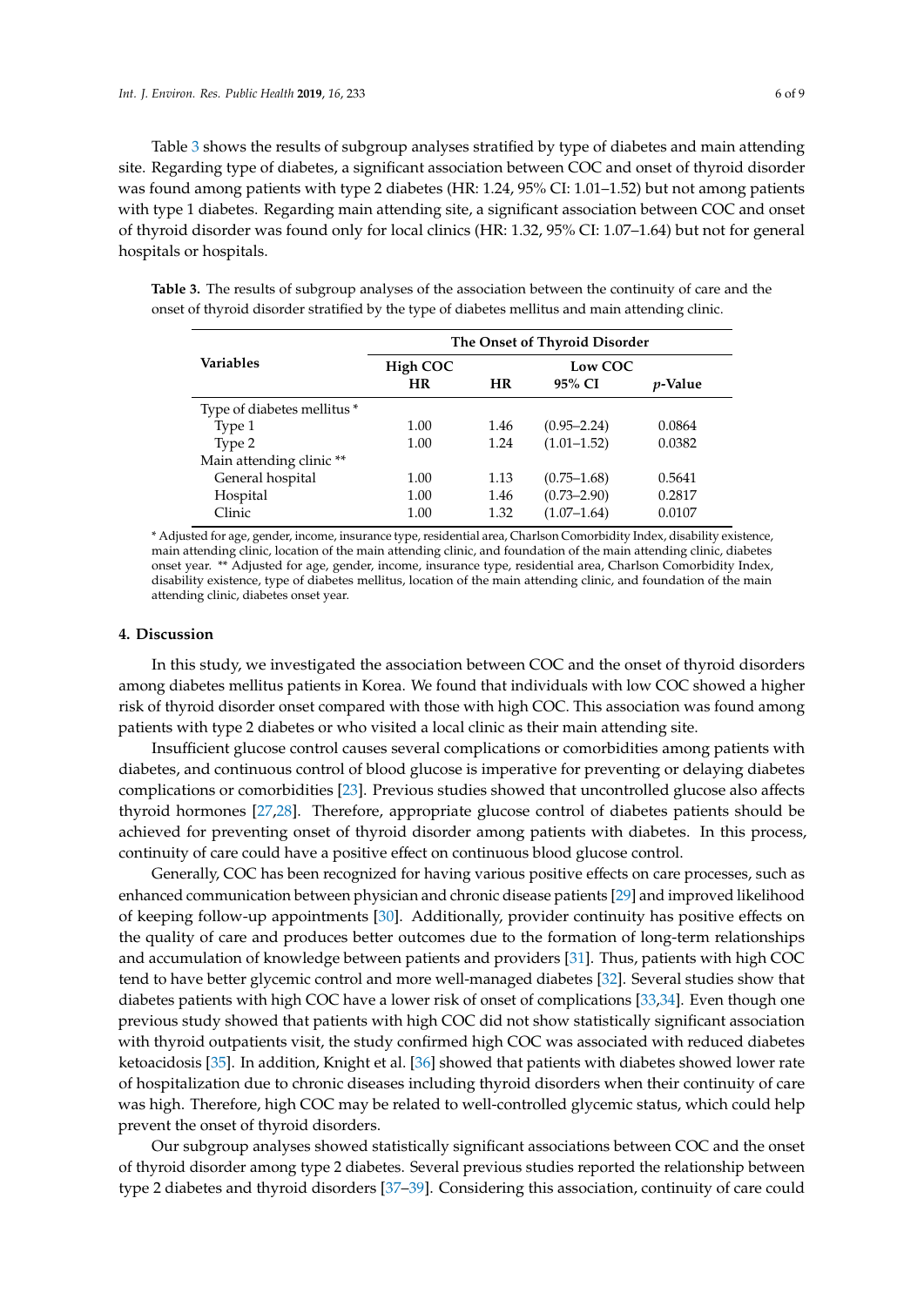Table 3 shows the results of subgroup analyses stratified by type of diabetes and main attending site. Regarding type of diabetes, a significant association between COC and onset of thyroid disorder was found among patients with type 2 diabetes (HR: 1.24, 95% CI: 1.01–1.52) but not among patients with type 1 diabetes. Regarding main attending site, a significant association between COC and onset of thyroid disorder was found only for local clinics (HR: 1.32, 95% CI: 1.07–1.64) but not for general hospitals or hospitals.

**Table 3.** The results of subgroup analyses of the association between the continuity of care and the onset of thyroid disorder stratified by the type of diabetes mellitus and main attending clinic.

| Variables | The Onset of Thyroid Disorder | | | |
|---|---|---|---|---|
| | High COC | Low COC | | |
| | HR | HR | 95% CI | *p*-Value |
| Type of diabetes mellitus * | | | | |
| Type 1 | 1.00 | 1.46 | (0.95–2.24) | 0.0864 |
| Type 2 | 1.00 | 1.24 | (1.01–1.52) | 0.0382 |
| Main attending clinic ** | | | | |
| General hospital | 1.00 | 1.13 | (0.75–1.68) | 0.5641 |
| Hospital | 1.00 | 1.46 | (0.73–2.90) | 0.2817 |
| Clinic | 1.00 | 1.32 | (1.07–1.64) | 0.0107 |

\* Adjusted for age, gender, income, insurance type, residential area, Charlson Comorbidity Index, disability existence, main attending clinic, location of the main attending clinic, and foundation of the main attending clinic, diabetes onset year. ** Adjusted for age, gender, income, insurance type, residential area, Charlson Comorbidity Index, disability existence, type of diabetes mellitus, location of the main attending clinic, and foundation of the main attending clinic, diabetes onset year.

## 4. Discussion

In this study, we investigated the association between COC and the onset of thyroid disorders among diabetes mellitus patients in Korea. We found that individuals with low COC showed a higher risk of thyroid disorder onset compared with those with high COC. This association was found among patients with type 2 diabetes or who visited a local clinic as their main attending site.

Insufficient glucose control causes several complications or comorbidities among patients with diabetes, and continuous control of blood glucose is imperative for preventing or delaying diabetes complications or comorbidities [23]. Previous studies showed that uncontrolled glucose also affects thyroid hormones [27,28]. Therefore, appropriate glucose control of diabetes patients should be achieved for preventing onset of thyroid disorder among patients with diabetes. In this process, continuity of care could have a positive effect on continuous blood glucose control.

Generally, COC has been recognized for having various positive effects on care processes, such as enhanced communication between physician and chronic disease patients [29] and improved likelihood of keeping follow-up appointments [30]. Additionally, provider continuity has positive effects on the quality of care and produces better outcomes due to the formation of long-term relationships and accumulation of knowledge between patients and providers [31]. Thus, patients with high COC tend to have better glycemic control and more well-managed diabetes [32]. Several studies show that diabetes patients with high COC have a lower risk of onset of complications [33,34]. Even though one previous study showed that patients with high COC did not show statistically significant association with thyroid outpatients visit, the study confirmed high COC was associated with reduced diabetes ketoacidosis [35]. In addition, Knight et al. [36] showed that patients with diabetes showed lower rate of hospitalization due to chronic diseases including thyroid disorders when their continuity of care was high. Therefore, high COC may be related to well-controlled glycemic status, which could help prevent the onset of thyroid disorders.

Our subgroup analyses showed statistically significant associations between COC and the onset of thyroid disorder among type 2 diabetes. Several previous studies reported the relationship between type 2 diabetes and thyroid disorders [37–39]. Considering this association, continuity of care could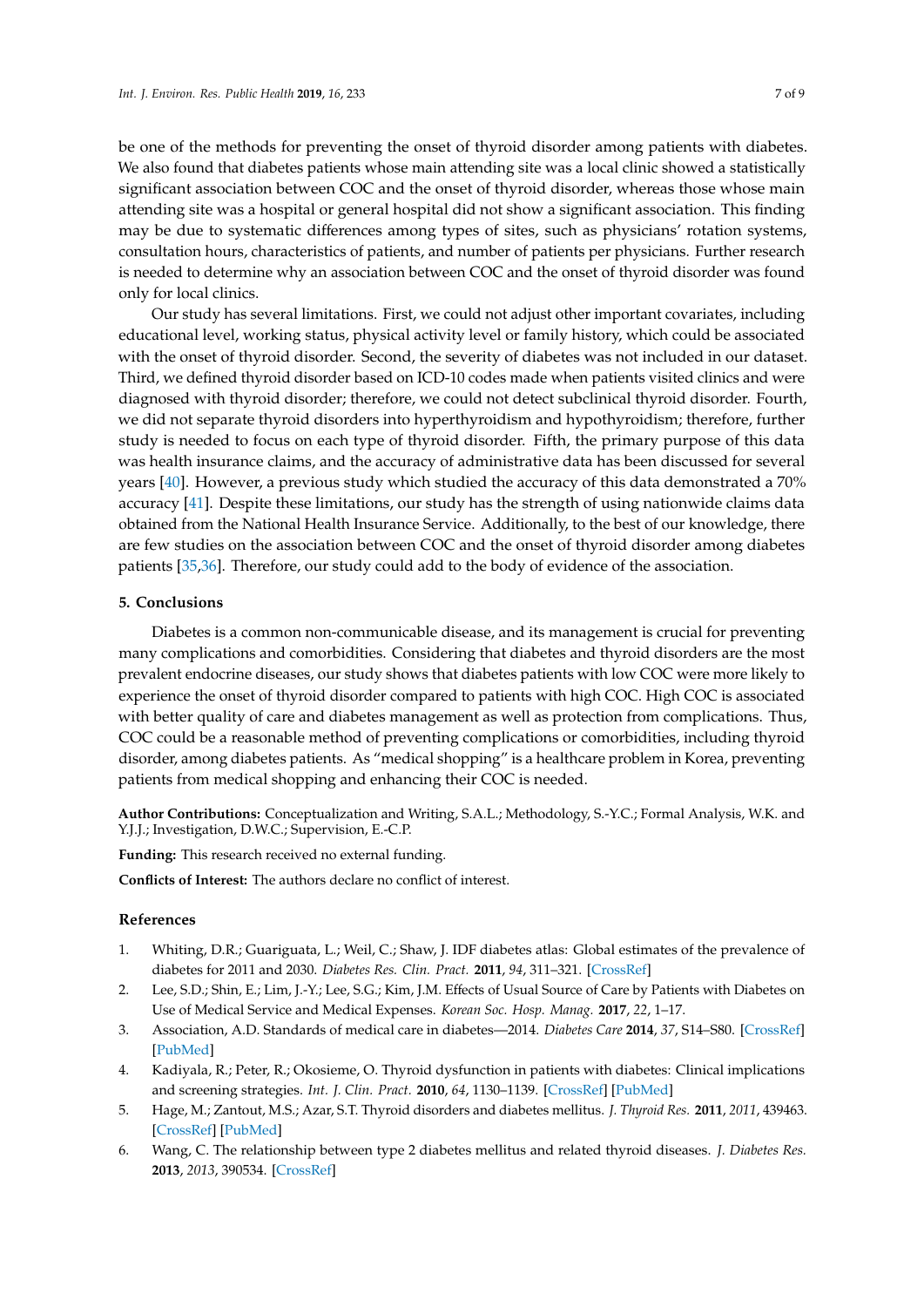be one of the methods for preventing the onset of thyroid disorder among patients with diabetes. We also found that diabetes patients whose main attending site was a local clinic showed a statistically significant association between COC and the onset of thyroid disorder, whereas those whose main attending site was a hospital or general hospital did not show a significant association. This finding may be due to systematic differences among types of sites, such as physicians' rotation systems, consultation hours, characteristics of patients, and number of patients per physicians. Further research is needed to determine why an association between COC and the onset of thyroid disorder was found only for local clinics.

Our study has several limitations. First, we could not adjust other important covariates, including educational level, working status, physical activity level or family history, which could be associated with the onset of thyroid disorder. Second, the severity of diabetes was not included in our dataset. Third, we defined thyroid disorder based on ICD-10 codes made when patients visited clinics and were diagnosed with thyroid disorder; therefore, we could not detect subclinical thyroid disorder. Fourth, we did not separate thyroid disorders into hyperthyroidism and hypothyroidism; therefore, further study is needed to focus on each type of thyroid disorder. Fifth, the primary purpose of this data was health insurance claims, and the accuracy of administrative data has been discussed for several years [40]. However, a previous study which studied the accuracy of this data demonstrated a 70% accuracy [41]. Despite these limitations, our study has the strength of using nationwide claims data obtained from the National Health Insurance Service. Additionally, to the best of our knowledge, there are few studies on the association between COC and the onset of thyroid disorder among diabetes patients [35,36]. Therefore, our study could add to the body of evidence of the association.

## 5. Conclusions

Diabetes is a common non-communicable disease, and its management is crucial for preventing many complications and comorbidities. Considering that diabetes and thyroid disorders are the most prevalent endocrine diseases, our study shows that diabetes patients with low COC were more likely to experience the onset of thyroid disorder compared to patients with high COC. High COC is associated with better quality of care and diabetes management as well as protection from complications. Thus, COC could be a reasonable method of preventing complications or comorbidities, including thyroid disorder, among diabetes patients. As "medical shopping" is a healthcare problem in Korea, preventing patients from medical shopping and enhancing their COC is needed.

**Author Contributions:** Conceptualization and Writing, S.A.L.; Methodology, S.-Y.C.; Formal Analysis, W.K. and Y.J.J.; Investigation, D.W.C.; Supervision, E.-C.P.

**Funding:** This research received no external funding.

**Conflicts of Interest:** The authors declare no conflict of interest.

## References

1. Whiting, D.R.; Guariguata, L.; Weil, C.; Shaw, J. IDF diabetes atlas: Global estimates of the prevalence of diabetes for 2011 and 2030. *Diabetes Res. Clin. Pract.* **2011**, *94*, 311–321. [CrossRef]
2. Lee, S.D.; Shin, E.; Lim, J.-Y.; Lee, S.G.; Kim, J.M. Effects of Usual Source of Care by Patients with Diabetes on Use of Medical Service and Medical Expenses. *Korean Soc. Hosp. Manag.* **2017**, *22*, 1–17.
3. Association, A.D. Standards of medical care in diabetes—2014. *Diabetes Care* **2014**, *37*, S14–S80. [CrossRef] [PubMed]
4. Kadiyala, R.; Peter, R.; Okosieme, O. Thyroid dysfunction in patients with diabetes: Clinical implications and screening strategies. *Int. J. Clin. Pract.* **2010**, *64*, 1130–1139. [CrossRef] [PubMed]
5. Hage, M.; Zantout, M.S.; Azar, S.T. Thyroid disorders and diabetes mellitus. *J. Thyroid Res.* **2011**, *2011*, 439463. [CrossRef] [PubMed]
6. Wang, C. The relationship between type 2 diabetes mellitus and related thyroid diseases. *J. Diabetes Res.* **2013**, *2013*, 390534. [CrossRef]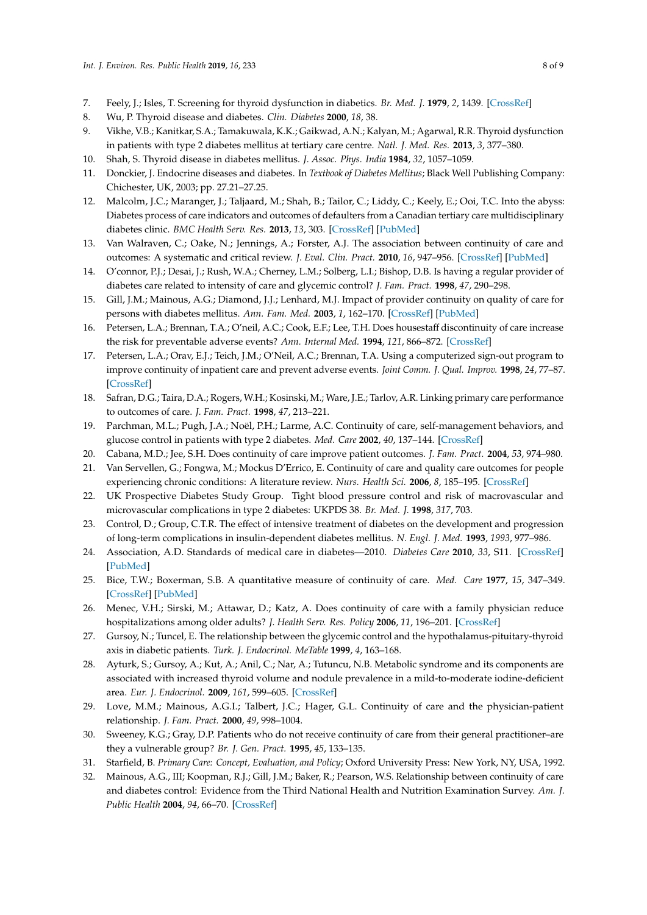7. Feely, J.; Isles, T. Screening for thyroid dysfunction in diabetics. *Br. Med. J.* **1979**, *2*, 1439. [CrossRef]
8. Wu, P. Thyroid disease and diabetes. *Clin. Diabetes* **2000**, *18*, 38.
9. Vikhe, V.B.; Kanitkar, S.A.; Tamakuwala, K.K.; Gaikwad, A.N.; Kalyan, M.; Agarwal, R.R. Thyroid dysfunction in patients with type 2 diabetes mellitus at tertiary care centre. *Natl. J. Med. Res.* **2013**, *3*, 377–380.
10. Shah, S. Thyroid disease in diabetes mellitus. *J. Assoc. Phys. India* **1984**, *32*, 1057–1059.
11. Donckier, J. Endocrine diseases and diabetes. In *Textbook of Diabetes Mellitus*; Black Well Publishing Company: Chichester, UK, 2003; pp. 27.21–27.25.
12. Malcolm, J.C.; Maranger, J.; Taljaard, M.; Shah, B.; Tailor, C.; Liddy, C.; Keely, E.; Ooi, T.C. Into the abyss: Diabetes process of care indicators and outcomes of defaulters from a Canadian tertiary care multidisciplinary diabetes clinic. *BMC Health Serv. Res.* **2013**, *13*, 303. [CrossRef] [PubMed]
13. Van Walraven, C.; Oake, N.; Jennings, A.; Forster, A.J. The association between continuity of care and outcomes: A systematic and critical review. *J. Eval. Clin. Pract.* **2010**, *16*, 947–956. [CrossRef] [PubMed]
14. O'connor, P.J.; Desai, J.; Rush, W.A.; Cherney, L.M.; Solberg, L.I.; Bishop, D.B. Is having a regular provider of diabetes care related to intensity of care and glycemic control? *J. Fam. Pract.* **1998**, *47*, 290–298.
15. Gill, J.M.; Mainous, A.G.; Diamond, J.J.; Lenhard, M.J. Impact of provider continuity on quality of care for persons with diabetes mellitus. *Ann. Fam. Med.* **2003**, *1*, 162–170. [CrossRef] [PubMed]
16. Petersen, L.A.; Brennan, T.A.; O'neil, A.C.; Cook, E.F.; Lee, T.H. Does housestaff discontinuity of care increase the risk for preventable adverse events? *Ann. Internal Med.* **1994**, *121*, 866–872. [CrossRef]
17. Petersen, L.A.; Orav, E.J.; Teich, J.M.; O'Neil, A.C.; Brennan, T.A. Using a computerized sign-out program to improve continuity of inpatient care and prevent adverse events. *Joint Comm. J. Qual. Improv.* **1998**, *24*, 77–87. [CrossRef]
18. Safran, D.G.; Taira, D.A.; Rogers, W.H.; Kosinski, M.; Ware, J.E.; Tarlov, A.R. Linking primary care performance to outcomes of care. *J. Fam. Pract.* **1998**, *47*, 213–221.
19. Parchman, M.L.; Pugh, J.A.; Noël, P.H.; Larme, A.C. Continuity of care, self-management behaviors, and glucose control in patients with type 2 diabetes. *Med. Care* **2002**, *40*, 137–144. [CrossRef]
20. Cabana, M.D.; Jee, S.H. Does continuity of care improve patient outcomes. *J. Fam. Pract.* **2004**, *53*, 974–980.
21. Van Servellen, G.; Fongwa, M.; Mockus D'Errico, E. Continuity of care and quality care outcomes for people experiencing chronic conditions: A literature review. *Nurs. Health Sci.* **2006**, *8*, 185–195. [CrossRef]
22. UK Prospective Diabetes Study Group. Tight blood pressure control and risk of macrovascular and microvascular complications in type 2 diabetes: UKPDS 38. *Br. Med. J.* **1998**, *317*, 703.
23. Control, D.; Group, C.T.R. The effect of intensive treatment of diabetes on the development and progression of long-term complications in insulin-dependent diabetes mellitus. *N. Engl. J. Med.* **1993**, *1993*, 977–986.
24. Association, A.D. Standards of medical care in diabetes—2010. *Diabetes Care* **2010**, *33*, S11. [CrossRef] [PubMed]
25. Bice, T.W.; Boxerman, S.B. A quantitative measure of continuity of care. *Med. Care* **1977**, *15*, 347–349. [CrossRef] [PubMed]
26. Menec, V.H.; Sirski, M.; Attawar, D.; Katz, A. Does continuity of care with a family physician reduce hospitalizations among older adults? *J. Health Serv. Res. Policy* **2006**, *11*, 196–201. [CrossRef]
27. Gursoy, N.; Tuncel, E. The relationship between the glycemic control and the hypothalamus-pituitary-thyroid axis in diabetic patients. *Turk. J. Endocrinol. MeTable* **1999**, *4*, 163–168.
28. Ayturk, S.; Gursoy, A.; Kut, A.; Anil, C.; Nar, A.; Tutuncu, N.B. Metabolic syndrome and its components are associated with increased thyroid volume and nodule prevalence in a mild-to-moderate iodine-deficient area. *Eur. J. Endocrinol.* **2009**, *161*, 599–605. [CrossRef]
29. Love, M.M.; Mainous, A.G.I.; Talbert, J.C.; Hager, G.L. Continuity of care and the physician-patient relationship. *J. Fam. Pract.* **2000**, *49*, 998–1004.
30. Sweeney, K.G.; Gray, D.P. Patients who do not receive continuity of care from their general practitioner–are they a vulnerable group? *Br. J. Gen. Pract.* **1995**, *45*, 133–135.
31. Starfield, B. *Primary Care: Concept, Evaluation, and Policy*; Oxford University Press: New York, NY, USA, 1992.
32. Mainous, A.G., III; Koopman, R.J.; Gill, J.M.; Baker, R.; Pearson, W.S. Relationship between continuity of care and diabetes control: Evidence from the Third National Health and Nutrition Examination Survey. *Am. J. Public Health* **2004**, *94*, 66–70. [CrossRef]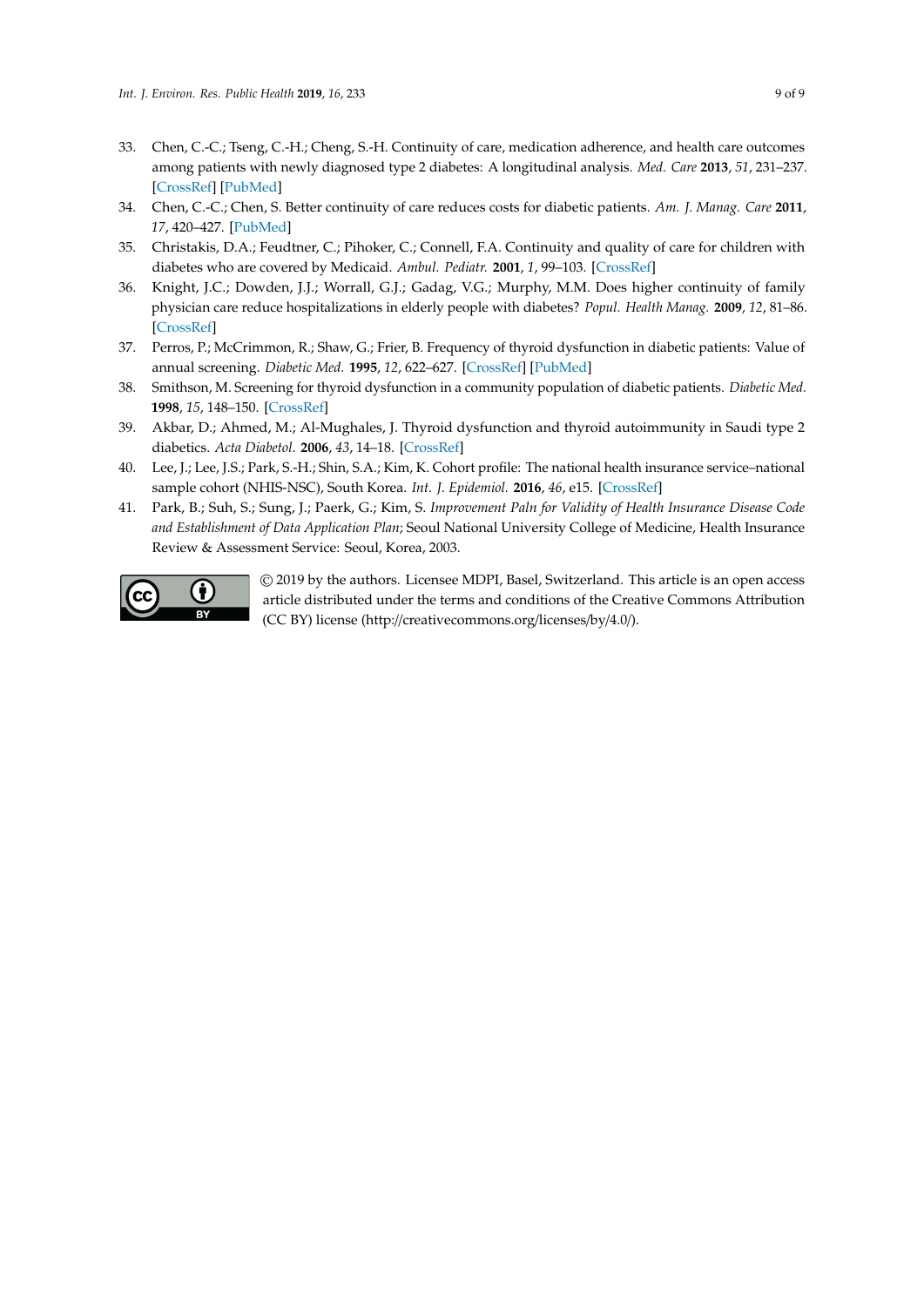33. Chen, C.-C.; Tseng, C.-H.; Cheng, S.-H. Continuity of care, medication adherence, and health care outcomes among patients with newly diagnosed type 2 diabetes: A longitudinal analysis. *Med. Care* **2013**, *51*, 231–237. [CrossRef] [PubMed]
34. Chen, C.-C.; Chen, S. Better continuity of care reduces costs for diabetic patients. *Am. J. Manag. Care* **2011**, *17*, 420–427. [PubMed]
35. Christakis, D.A.; Feudtner, C.; Pihoker, C.; Connell, F.A. Continuity and quality of care for children with diabetes who are covered by Medicaid. *Ambul. Pediatr.* **2001**, *1*, 99–103. [CrossRef]
36. Knight, J.C.; Dowden, J.J.; Worrall, G.J.; Gadag, V.G.; Murphy, M.M. Does higher continuity of family physician care reduce hospitalizations in elderly people with diabetes? *Popul. Health Manag.* **2009**, *12*, 81–86. [CrossRef]
37. Perros, P.; McCrimmon, R.; Shaw, G.; Frier, B. Frequency of thyroid dysfunction in diabetic patients: Value of annual screening. *Diabetic Med.* **1995**, *12*, 622–627. [CrossRef] [PubMed]
38. Smithson, M. Screening for thyroid dysfunction in a community population of diabetic patients. *Diabetic Med.* **1998**, *15*, 148–150. [CrossRef]
39. Akbar, D.; Ahmed, M.; Al-Mughales, J. Thyroid dysfunction and thyroid autoimmunity in Saudi type 2 diabetics. *Acta Diabetol.* **2006**, *43*, 14–18. [CrossRef]
40. Lee, J.; Lee, J.S.; Park, S.-H.; Shin, S.A.; Kim, K. Cohort profile: The national health insurance service–national sample cohort (NHIS-NSC), South Korea. *Int. J. Epidemiol.* **2016**, *46*, e15. [CrossRef]
41. Park, B.; Suh, S.; Sung, J.; Paerk, G.; Kim, S. *Improvement Paln for Validity of Health Insurance Disease Code and Establishment of Data Application Plan*; Seoul National University College of Medicine, Health Insurance Review & Assessment Service: Seoul, Korea, 2003.

© 2019 by the authors. Licensee MDPI, Basel, Switzerland. This article is an open access article distributed under the terms and conditions of the Creative Commons Attribution (CC BY) license (http://creativecommons.org/licenses/by/4.0/).